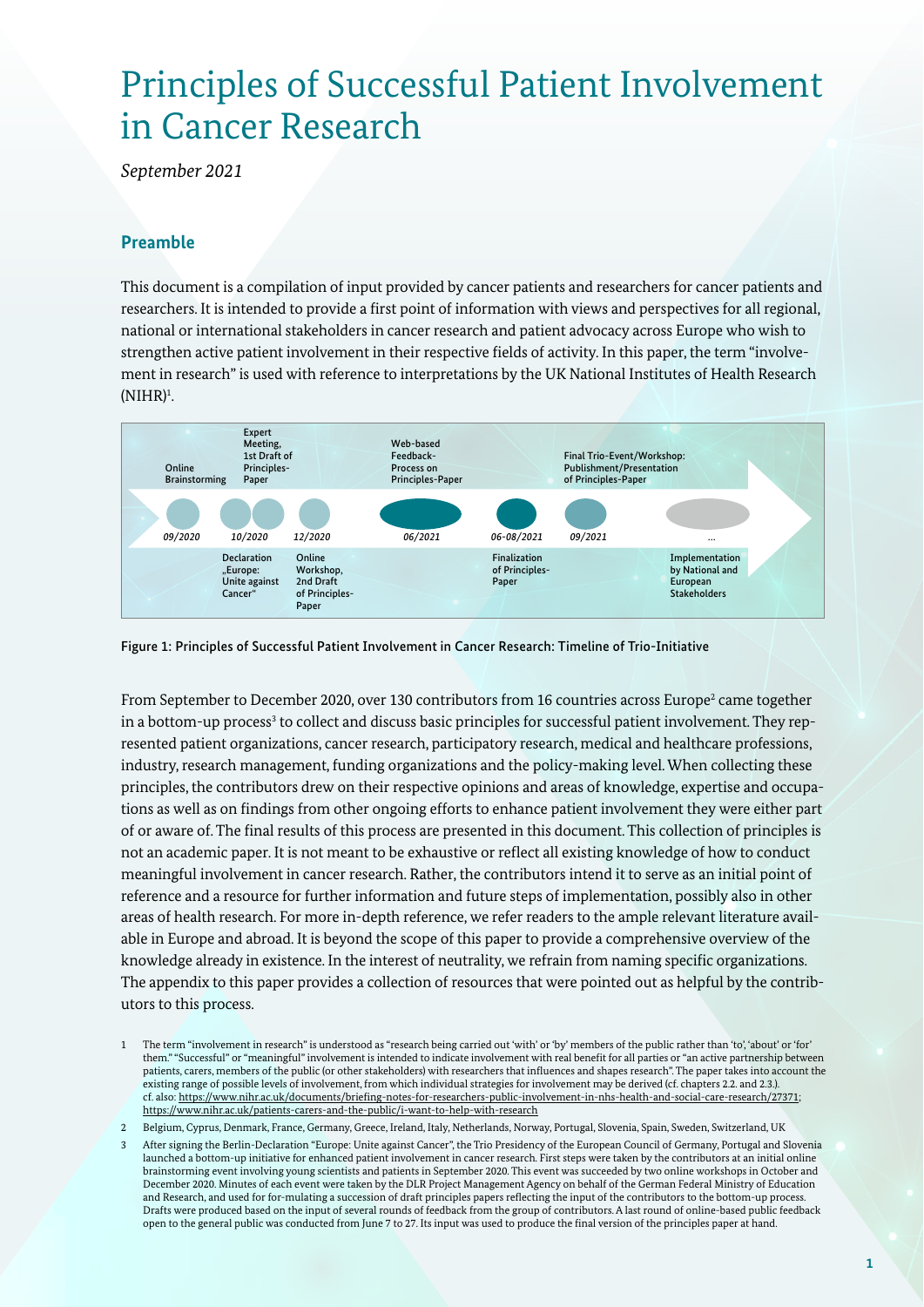# Principles of Successful Patient Involvement in Cancer Research

*September 2021*

## Preamble

This document is a compilation of input provided by cancer patients and researchers for cancer patients and researchers. It is intended to provide a first point of information with views and perspectives for all regional, national or international stakeholders in cancer research and patient advocacy across Europe who wish to strengthen active patient involvement in their respective fields of activity. In this paper, the term "involvement in research" is used with reference to interpretations by the UK National Institutes of Health Research (NIHR)[1].

| Date | Event |
|---|---|
| 09/2020 | Online Brainstorming |
| 10/2020 | Expert Meeting, 1st Draft of Principles-Paper |
| 10/2020 | Declaration „Europe: Unite against Cancer" |
| 12/2020 | Online Workshop, 2nd Draft of Principles-Paper |
| 06/2021 | Web-based Feedback-Process on Principles-Paper |
| 06-08/2021 | Finalization of Principles-Paper |
| 09/2021 | Final Trio-Event/Workshop: Publishment/Presentation of Principles-Paper |
| ... | Implementation by National and European Stakeholders |

Figure 1: Principles of Successful Patient Involvement in Cancer Research: Timeline of Trio-Initiative

From September to December 2020, over 130 contributors from 16 countries across Europe[2] came together in a bottom-up process[3] to collect and discuss basic principles for successful patient involvement. They represented patient organizations, cancer research, participatory research, medical and healthcare professions, industry, research management, funding organizations and the policy-making level. When collecting these principles, the contributors drew on their respective opinions and areas of knowledge, expertise and occupations as well as on findings from other ongoing efforts to enhance patient involvement they were either part of or aware of. The final results of this process are presented in this document. This collection of principles is not an academic paper. It is not meant to be exhaustive or reflect all existing knowledge of how to conduct meaningful involvement in cancer research. Rather, the contributors intend it to serve as an initial point of reference and a resource for further information and future steps of implementation, possibly also in other areas of health research. For more in-depth reference, we refer readers to the ample relevant literature available in Europe and abroad. It is beyond the scope of this paper to provide a comprehensive overview of the knowledge already in existence. In the interest of neutrality, we refrain from naming specific organizations. The appendix to this paper provides a collection of resources that were pointed out as helpful by the contributors to this process.

1 The term "involvement in research" is understood as "research being carried out 'with' or 'by' members of the public rather than 'to', 'about' or 'for' them." "Successful" or "meaningful" involvement is intended to indicate involvement with real benefit for all parties or "an active partnership between patients, carers, members of the public (or other stakeholders) with researchers that influences and shapes research". The paper takes into account the existing range of possible levels of involvement, from which individual strategies for involvement may be derived (cf. chapters 2.2. and 2.3.). cf. also: https://www.nihr.ac.uk/documents/briefing-notes-for-researchers-public-involvement-in-nhs-health-and-social-care-research/27371; https://www.nihr.ac.uk/patients-carers-and-the-public/i-want-to-help-with-research

2 Belgium, Cyprus, Denmark, France, Germany, Greece, Ireland, Italy, Netherlands, Norway, Portugal, Slovenia, Spain, Sweden, Switzerland, UK

3 After signing the Berlin-Declaration "Europe: Unite against Cancer", the Trio Presidency of the European Council of Germany, Portugal and Slovenia launched a bottom-up initiative for enhanced patient involvement in cancer research. First steps were taken by the contributors at an initial online brainstorming event involving young scientists and patients in September 2020. This event was succeeded by two online workshops in October and December 2020. Minutes of each event were taken by the DLR Project Management Agency on behalf of the German Federal Ministry of Education and Research, and used for for-mulating a succession of draft principles papers reflecting the input of the contributors to the bottom-up process. Drafts were produced based on the input of several rounds of feedback from the group of contributors. A last round of online-based public feedback open to the general public was conducted from June 7 to 27. Its input was used to produce the final version of the principles paper at hand.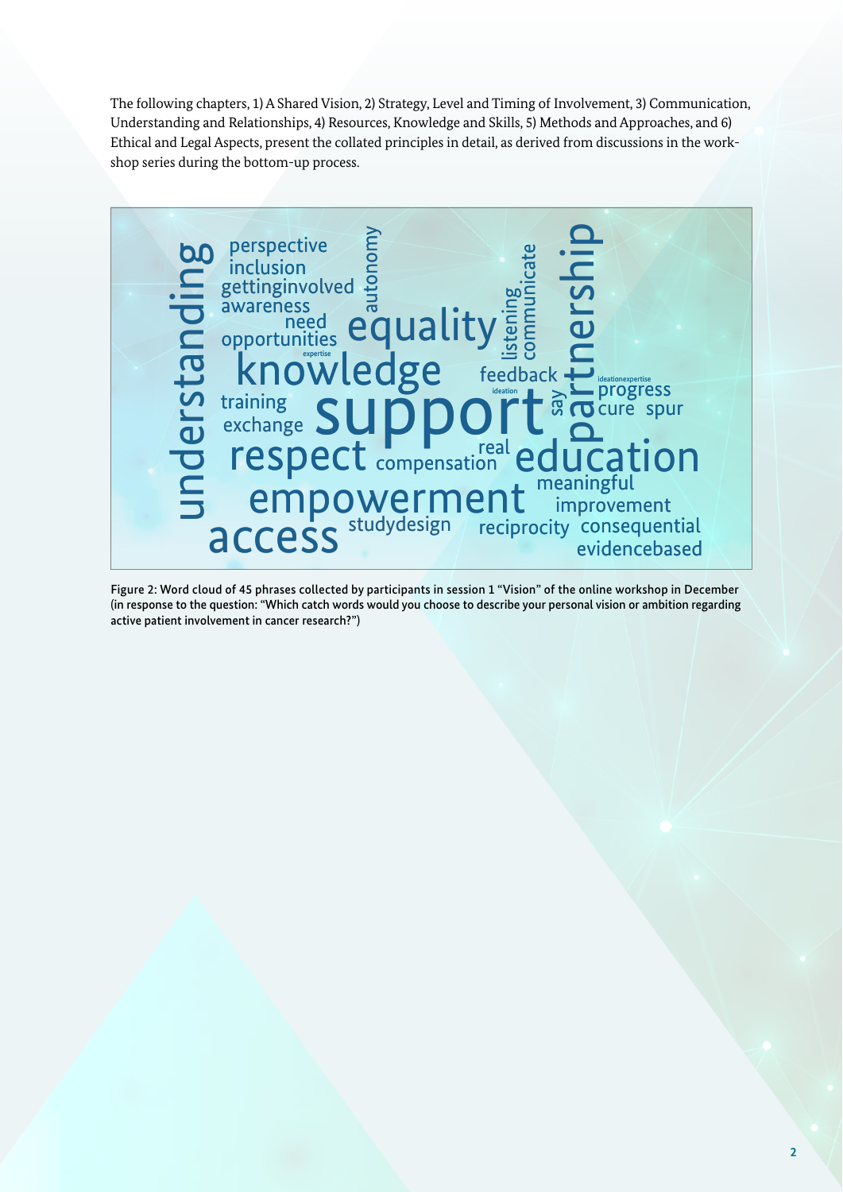The following chapters, 1) A Shared Vision, 2) Strategy, Level and Timing of Involvement, 3) Communication, Understanding and Relationships, 4) Resources, Knowledge and Skills, 5) Methods and Approaches, and 6) Ethical and Legal Aspects, present the collated principles in detail, as derived from discussions in the workshop series during the bottom-up process.

Figure 2: Word cloud of 45 phrases collected by participants in session 1 "Vision" of the online workshop in December (in response to the question: "Which catch words would you choose to describe your personal vision or ambition regarding active patient involvement in cancer research?")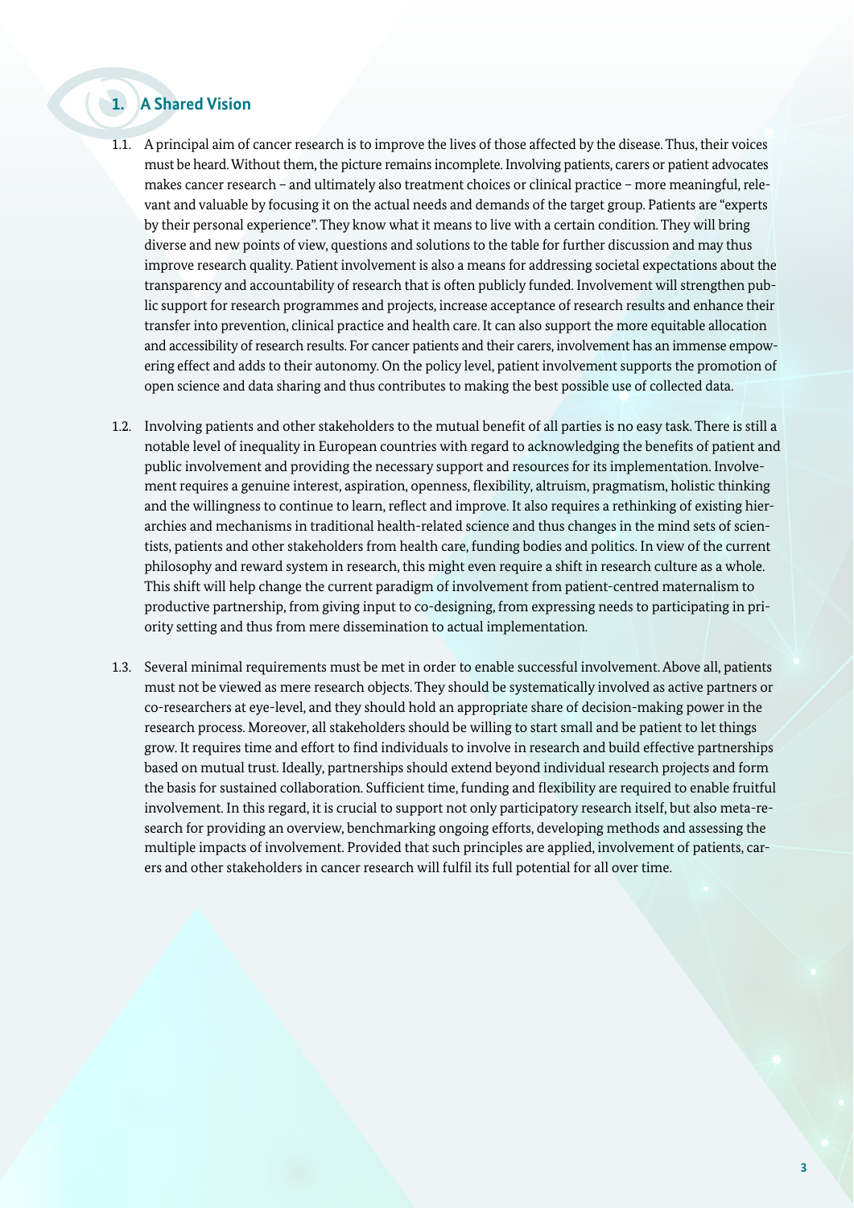## 1. A Shared Vision

1.1. A principal aim of cancer research is to improve the lives of those affected by the disease. Thus, their voices must be heard. Without them, the picture remains incomplete. Involving patients, carers or patient advocates makes cancer research – and ultimately also treatment choices or clinical practice – more meaningful, relevant and valuable by focusing it on the actual needs and demands of the target group. Patients are "experts by their personal experience". They know what it means to live with a certain condition. They will bring diverse and new points of view, questions and solutions to the table for further discussion and may thus improve research quality. Patient involvement is also a means for addressing societal expectations about the transparency and accountability of research that is often publicly funded. Involvement will strengthen public support for research programmes and projects, increase acceptance of research results and enhance their transfer into prevention, clinical practice and health care. It can also support the more equitable allocation and accessibility of research results. For cancer patients and their carers, involvement has an immense empowering effect and adds to their autonomy. On the policy level, patient involvement supports the promotion of open science and data sharing and thus contributes to making the best possible use of collected data.

1.2. Involving patients and other stakeholders to the mutual benefit of all parties is no easy task. There is still a notable level of inequality in European countries with regard to acknowledging the benefits of patient and public involvement and providing the necessary support and resources for its implementation. Involvement requires a genuine interest, aspiration, openness, flexibility, altruism, pragmatism, holistic thinking and the willingness to continue to learn, reflect and improve. It also requires a rethinking of existing hierarchies and mechanisms in traditional health-related science and thus changes in the mind sets of scientists, patients and other stakeholders from health care, funding bodies and politics. In view of the current philosophy and reward system in research, this might even require a shift in research culture as a whole. This shift will help change the current paradigm of involvement from patient-centred maternalism to productive partnership, from giving input to co-designing, from expressing needs to participating in priority setting and thus from mere dissemination to actual implementation.

1.3. Several minimal requirements must be met in order to enable successful involvement. Above all, patients must not be viewed as mere research objects. They should be systematically involved as active partners or co-researchers at eye-level, and they should hold an appropriate share of decision-making power in the research process. Moreover, all stakeholders should be willing to start small and be patient to let things grow. It requires time and effort to find individuals to involve in research and build effective partnerships based on mutual trust. Ideally, partnerships should extend beyond individual research projects and form the basis for sustained collaboration. Sufficient time, funding and flexibility are required to enable fruitful involvement. In this regard, it is crucial to support not only participatory research itself, but also meta-research for providing an overview, benchmarking ongoing efforts, developing methods and assessing the multiple impacts of involvement. Provided that such principles are applied, involvement of patients, carers and other stakeholders in cancer research will fulfil its full potential for all over time.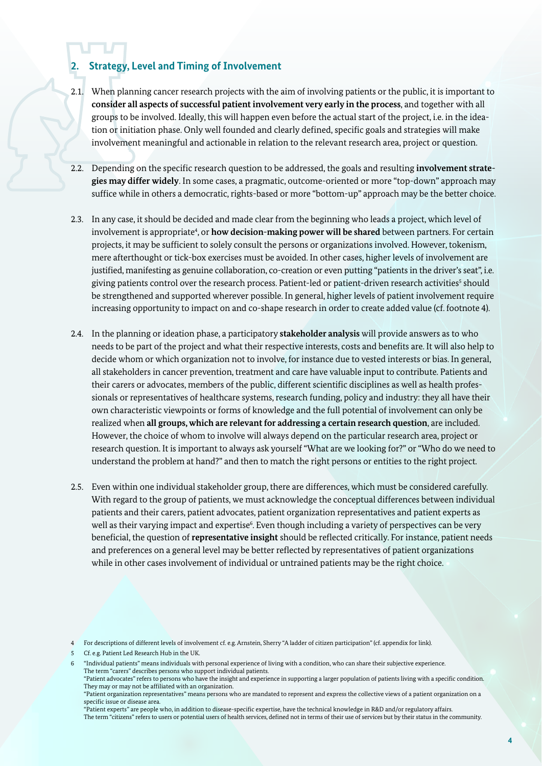## 2. Strategy, Level and Timing of Involvement

2.1. When planning cancer research projects with the aim of involving patients or the public, it is important to **consider all aspects of successful patient involvement very early in the process**, and together with all groups to be involved. Ideally, this will happen even before the actual start of the project, i.e. in the ideation or initiation phase. Only well founded and clearly defined, specific goals and strategies will make involvement meaningful and actionable in relation to the relevant research area, project or question.

2.2. Depending on the specific research question to be addressed, the goals and resulting **involvement strategies may differ widely**. In some cases, a pragmatic, outcome-oriented or more "top-down" approach may suffice while in others a democratic, rights-based or more "bottom-up" approach may be the better choice.

2.3. In any case, it should be decided and made clear from the beginning who leads a project, which level of involvement is appropriate[4], or **how decision-making power will be shared** between partners. For certain projects, it may be sufficient to solely consult the persons or organizations involved. However, tokenism, mere afterthought or tick-box exercises must be avoided. In other cases, higher levels of involvement are justified, manifesting as genuine collaboration, co-creation or even putting "patients in the driver's seat", i.e. giving patients control over the research process. Patient-led or patient-driven research activities[5] should be strengthened and supported wherever possible. In general, higher levels of patient involvement require increasing opportunity to impact on and co-shape research in order to create added value (cf. footnote 4).

2.4. In the planning or ideation phase, a participatory **stakeholder analysis** will provide answers as to who needs to be part of the project and what their respective interests, costs and benefits are. It will also help to decide whom or which organization not to involve, for instance due to vested interests or bias. In general, all stakeholders in cancer prevention, treatment and care have valuable input to contribute. Patients and their carers or advocates, members of the public, different scientific disciplines as well as health professionals or representatives of healthcare systems, research funding, policy and industry: they all have their own characteristic viewpoints or forms of knowledge and the full potential of involvement can only be realized when **all groups, which are relevant for addressing a certain research question**, are included. However, the choice of whom to involve will always depend on the particular research area, project or research question. It is important to always ask yourself "What are we looking for?" or "Who do we need to understand the problem at hand?" and then to match the right persons or entities to the right project.

2.5. Even within one individual stakeholder group, there are differences, which must be considered carefully. With regard to the group of patients, we must acknowledge the conceptual differences between individual patients and their carers, patient advocates, patient organization representatives and patient experts as well as their varying impact and expertise[6]. Even though including a variety of perspectives can be very beneficial, the question of **representative insight** should be reflected critically. For instance, patient needs and preferences on a general level may be better reflected by representatives of patient organizations while in other cases involvement of individual or untrained patients may be the right choice.

---

4 For descriptions of different levels of involvement cf. e.g. Arnstein, Sherry "A ladder of citizen participation" (cf. appendix for link).

5 Cf. e.g. Patient Led Research Hub in the UK.

6 "Individual patients" means individuals with personal experience of living with a condition, who can share their subjective experience.
The term "carers" describes persons who support individual patients.
"Patient advocates" refers to persons who have the insight and experience in supporting a larger population of patients living with a specific condition. They may or may not be affiliated with an organization.
"Patient organization representatives" means persons who are mandated to represent and express the collective views of a patient organization on a specific issue or disease area.
"Patient experts" are people who, in addition to disease-specific expertise, have the technical knowledge in R&D and/or regulatory affairs.
The term "citizens" refers to users or potential users of health services, defined not in terms of their use of services but by their status in the community.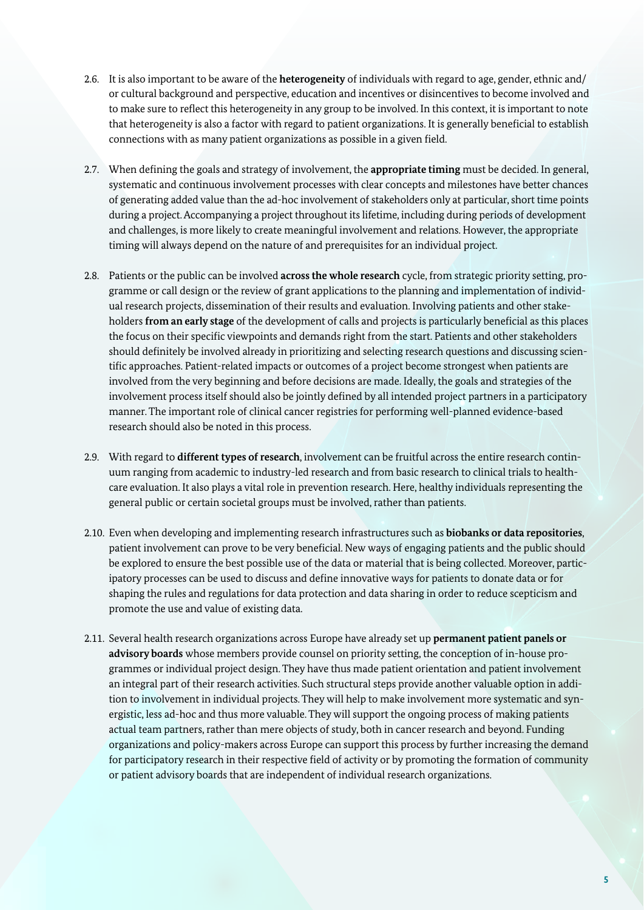2.6. It is also important to be aware of the **heterogeneity** of individuals with regard to age, gender, ethnic and/ or cultural background and perspective, education and incentives or disincentives to become involved and to make sure to reflect this heterogeneity in any group to be involved. In this context, it is important to note that heterogeneity is also a factor with regard to patient organizations. It is generally beneficial to establish connections with as many patient organizations as possible in a given field.

2.7. When defining the goals and strategy of involvement, the **appropriate timing** must be decided. In general, systematic and continuous involvement processes with clear concepts and milestones have better chances of generating added value than the ad-hoc involvement of stakeholders only at particular, short time points during a project. Accompanying a project throughout its lifetime, including during periods of development and challenges, is more likely to create meaningful involvement and relations. However, the appropriate timing will always depend on the nature of and prerequisites for an individual project.

2.8. Patients or the public can be involved **across the whole research** cycle, from strategic priority setting, programme or call design or the review of grant applications to the planning and implementation of individual research projects, dissemination of their results and evaluation. Involving patients and other stakeholders **from an early stage** of the development of calls and projects is particularly beneficial as this places the focus on their specific viewpoints and demands right from the start. Patients and other stakeholders should definitely be involved already in prioritizing and selecting research questions and discussing scientific approaches. Patient-related impacts or outcomes of a project become strongest when patients are involved from the very beginning and before decisions are made. Ideally, the goals and strategies of the involvement process itself should also be jointly defined by all intended project partners in a participatory manner. The important role of clinical cancer registries for performing well-planned evidence-based research should also be noted in this process.

2.9. With regard to **different types of research**, involvement can be fruitful across the entire research continuum ranging from academic to industry-led research and from basic research to clinical trials to healthcare evaluation. It also plays a vital role in prevention research. Here, healthy individuals representing the general public or certain societal groups must be involved, rather than patients.

2.10. Even when developing and implementing research infrastructures such as **biobanks or data repositories**, patient involvement can prove to be very beneficial. New ways of engaging patients and the public should be explored to ensure the best possible use of the data or material that is being collected. Moreover, participatory processes can be used to discuss and define innovative ways for patients to donate data or for shaping the rules and regulations for data protection and data sharing in order to reduce scepticism and promote the use and value of existing data.

2.11. Several health research organizations across Europe have already set up **permanent patient panels or advisory boards** whose members provide counsel on priority setting, the conception of in-house programmes or individual project design. They have thus made patient orientation and patient involvement an integral part of their research activities. Such structural steps provide another valuable option in addition to involvement in individual projects. They will help to make involvement more systematic and synergistic, less ad-hoc and thus more valuable. They will support the ongoing process of making patients actual team partners, rather than mere objects of study, both in cancer research and beyond. Funding organizations and policy-makers across Europe can support this process by further increasing the demand for participatory research in their respective field of activity or by promoting the formation of community or patient advisory boards that are independent of individual research organizations.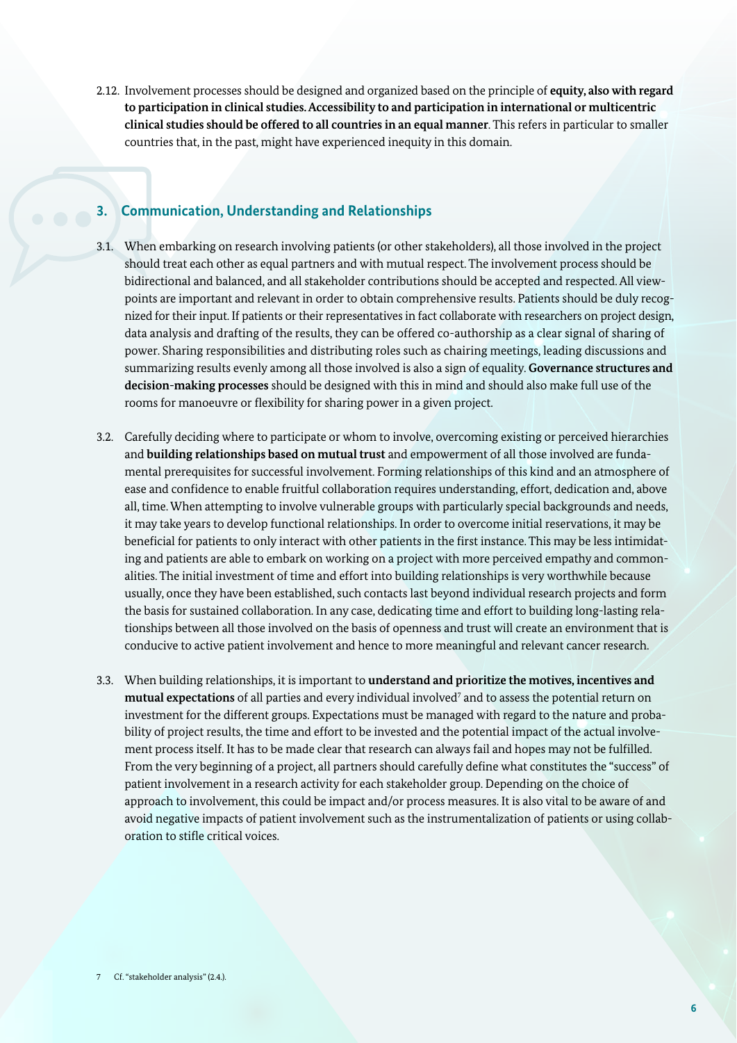2.12. Involvement processes should be designed and organized based on the principle of **equity, also with regard to participation in clinical studies. Accessibility to and participation in international or multicentric clinical studies should be offered to all countries in an equal manner**. This refers in particular to smaller countries that, in the past, might have experienced inequity in this domain.

## 3. Communication, Understanding and Relationships

3.1. When embarking on research involving patients (or other stakeholders), all those involved in the project should treat each other as equal partners and with mutual respect. The involvement process should be bidirectional and balanced, and all stakeholder contributions should be accepted and respected. All viewpoints are important and relevant in order to obtain comprehensive results. Patients should be duly recognized for their input. If patients or their representatives in fact collaborate with researchers on project design, data analysis and drafting of the results, they can be offered co-authorship as a clear signal of sharing of power. Sharing responsibilities and distributing roles such as chairing meetings, leading discussions and summarizing results evenly among all those involved is also a sign of equality. **Governance structures and decision-making processes** should be designed with this in mind and should also make full use of the rooms for manoeuvre or flexibility for sharing power in a given project.

3.2. Carefully deciding where to participate or whom to involve, overcoming existing or perceived hierarchies and **building relationships based on mutual trust** and empowerment of all those involved are fundamental prerequisites for successful involvement. Forming relationships of this kind and an atmosphere of ease and confidence to enable fruitful collaboration requires understanding, effort, dedication and, above all, time. When attempting to involve vulnerable groups with particularly special backgrounds and needs, it may take years to develop functional relationships. In order to overcome initial reservations, it may be beneficial for patients to only interact with other patients in the first instance. This may be less intimidating and patients are able to embark on working on a project with more perceived empathy and commonalities. The initial investment of time and effort into building relationships is very worthwhile because usually, once they have been established, such contacts last beyond individual research projects and form the basis for sustained collaboration. In any case, dedicating time and effort to building long-lasting relationships between all those involved on the basis of openness and trust will create an environment that is conducive to active patient involvement and hence to more meaningful and relevant cancer research.

3.3. When building relationships, it is important to **understand and prioritize the motives, incentives and mutual expectations** of all parties and every individual involved[7] and to assess the potential return on investment for the different groups. Expectations must be managed with regard to the nature and probability of project results, the time and effort to be invested and the potential impact of the actual involvement process itself. It has to be made clear that research can always fail and hopes may not be fulfilled. From the very beginning of a project, all partners should carefully define what constitutes the "success" of patient involvement in a research activity for each stakeholder group. Depending on the choice of approach to involvement, this could be impact and/or process measures. It is also vital to be aware of and avoid negative impacts of patient involvement such as the instrumentalization of patients or using collaboration to stifle critical voices.

7 Cf. "stakeholder analysis" (2.4.).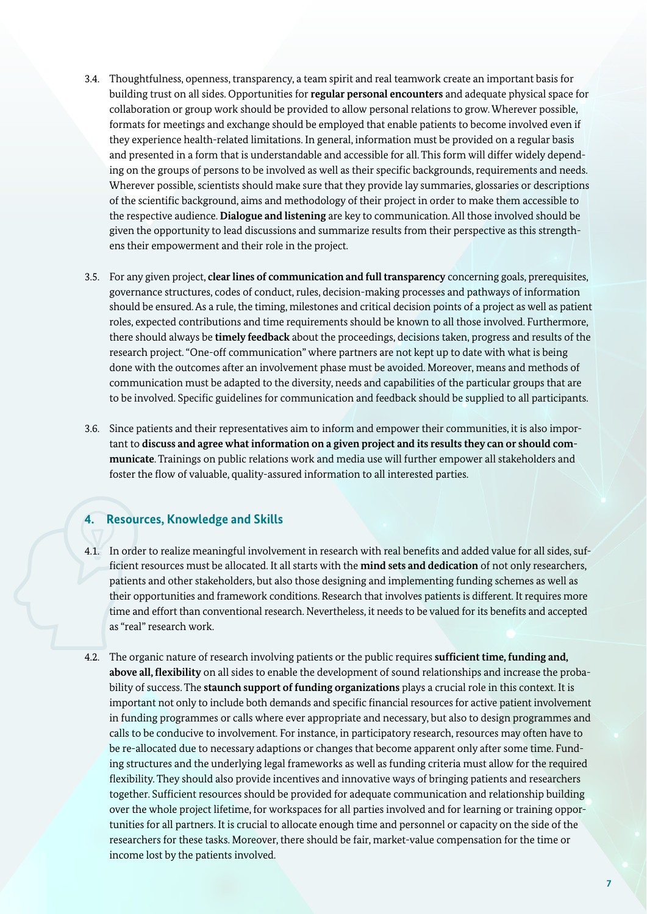3.4. Thoughtfulness, openness, transparency, a team spirit and real teamwork create an important basis for building trust on all sides. Opportunities for **regular personal encounters** and adequate physical space for collaboration or group work should be provided to allow personal relations to grow. Wherever possible, formats for meetings and exchange should be employed that enable patients to become involved even if they experience health-related limitations. In general, information must be provided on a regular basis and presented in a form that is understandable and accessible for all. This form will differ widely depending on the groups of persons to be involved as well as their specific backgrounds, requirements and needs. Wherever possible, scientists should make sure that they provide lay summaries, glossaries or descriptions of the scientific background, aims and methodology of their project in order to make them accessible to the respective audience. **Dialogue and listening** are key to communication. All those involved should be given the opportunity to lead discussions and summarize results from their perspective as this strengthens their empowerment and their role in the project.

3.5. For any given project, **clear lines of communication and full transparency** concerning goals, prerequisites, governance structures, codes of conduct, rules, decision-making processes and pathways of information should be ensured. As a rule, the timing, milestones and critical decision points of a project as well as patient roles, expected contributions and time requirements should be known to all those involved. Furthermore, there should always be **timely feedback** about the proceedings, decisions taken, progress and results of the research project. "One-off communication" where partners are not kept up to date with what is being done with the outcomes after an involvement phase must be avoided. Moreover, means and methods of communication must be adapted to the diversity, needs and capabilities of the particular groups that are to be involved. Specific guidelines for communication and feedback should be supplied to all participants.

3.6. Since patients and their representatives aim to inform and empower their communities, it is also important to **discuss and agree what information on a given project and its results they can or should communicate**. Trainings on public relations work and media use will further empower all stakeholders and foster the flow of valuable, quality-assured information to all interested parties.

## 4. Resources, Knowledge and Skills

4.1. In order to realize meaningful involvement in research with real benefits and added value for all sides, sufficient resources must be allocated. It all starts with the **mind sets and dedication** of not only researchers, patients and other stakeholders, but also those designing and implementing funding schemes as well as their opportunities and framework conditions. Research that involves patients is different. It requires more time and effort than conventional research. Nevertheless, it needs to be valued for its benefits and accepted as "real" research work.

4.2. The organic nature of research involving patients or the public requires **sufficient time, funding and, above all, flexibility** on all sides to enable the development of sound relationships and increase the probability of success. The **staunch support of funding organizations** plays a crucial role in this context. It is important not only to include both demands and specific financial resources for active patient involvement in funding programmes or calls where ever appropriate and necessary, but also to design programmes and calls to be conducive to involvement. For instance, in participatory research, resources may often have to be re-allocated due to necessary adaptions or changes that become apparent only after some time. Funding structures and the underlying legal frameworks as well as funding criteria must allow for the required flexibility. They should also provide incentives and innovative ways of bringing patients and researchers together. Sufficient resources should be provided for adequate communication and relationship building over the whole project lifetime, for workspaces for all parties involved and for learning or training opportunities for all partners. It is crucial to allocate enough time and personnel or capacity on the side of the researchers for these tasks. Moreover, there should be fair, market-value compensation for the time or income lost by the patients involved.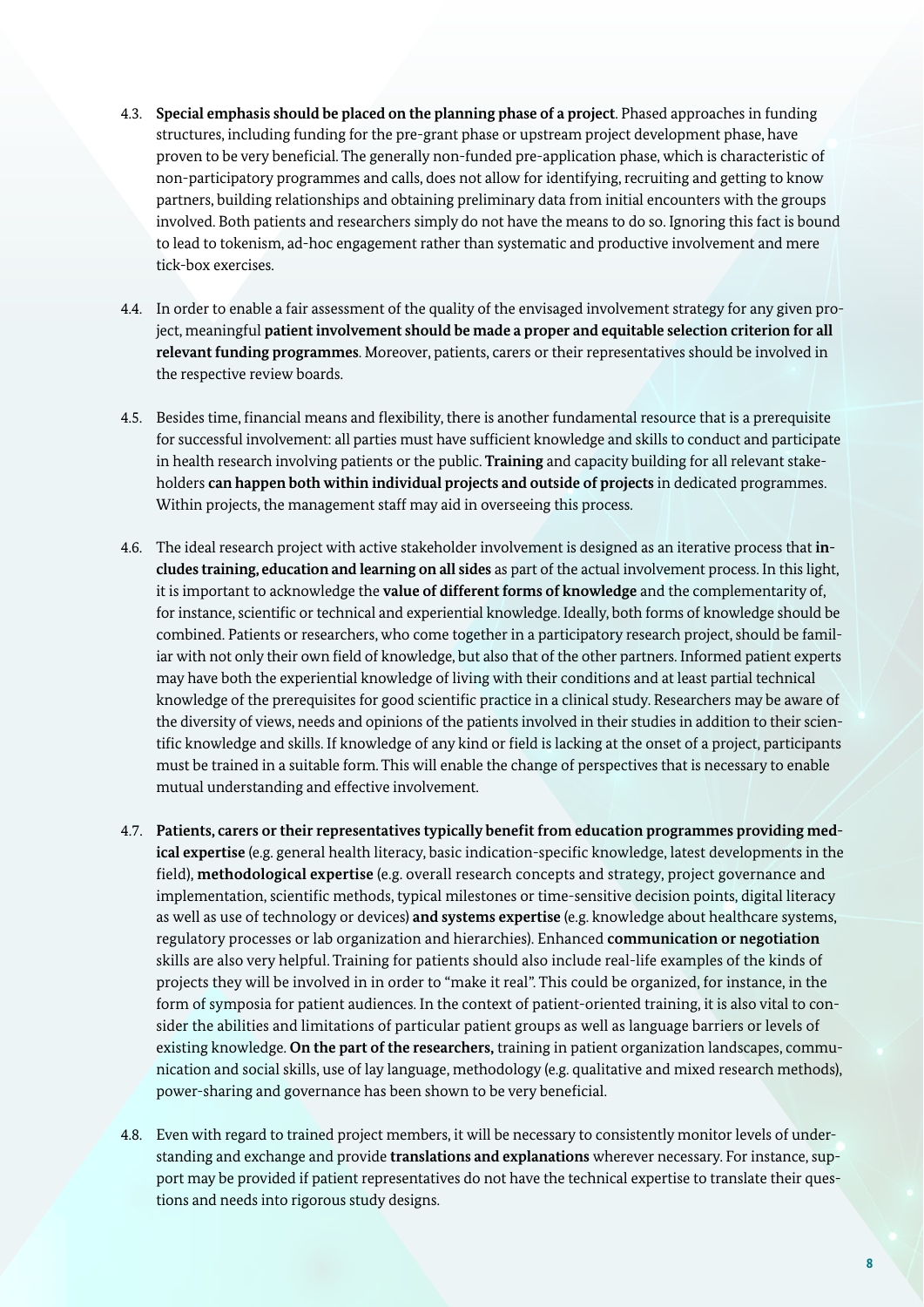4.3. **Special emphasis should be placed on the planning phase of a project**. Phased approaches in funding structures, including funding for the pre-grant phase or upstream project development phase, have proven to be very beneficial. The generally non-funded pre-application phase, which is characteristic of non-participatory programmes and calls, does not allow for identifying, recruiting and getting to know partners, building relationships and obtaining preliminary data from initial encounters with the groups involved. Both patients and researchers simply do not have the means to do so. Ignoring this fact is bound to lead to tokenism, ad-hoc engagement rather than systematic and productive involvement and mere tick-box exercises.

4.4. In order to enable a fair assessment of the quality of the envisaged involvement strategy for any given project, meaningful **patient involvement should be made a proper and equitable selection criterion for all relevant funding programmes**. Moreover, patients, carers or their representatives should be involved in the respective review boards.

4.5. Besides time, financial means and flexibility, there is another fundamental resource that is a prerequisite for successful involvement: all parties must have sufficient knowledge and skills to conduct and participate in health research involving patients or the public. **Training** and capacity building for all relevant stakeholders **can happen both within individual projects and outside of projects** in dedicated programmes. Within projects, the management staff may aid in overseeing this process.

4.6. The ideal research project with active stakeholder involvement is designed as an iterative process that **includes training, education and learning on all sides** as part of the actual involvement process. In this light, it is important to acknowledge the **value of different forms of knowledge** and the complementarity of, for instance, scientific or technical and experiential knowledge. Ideally, both forms of knowledge should be combined. Patients or researchers, who come together in a participatory research project, should be familiar with not only their own field of knowledge, but also that of the other partners. Informed patient experts may have both the experiential knowledge of living with their conditions and at least partial technical knowledge of the prerequisites for good scientific practice in a clinical study. Researchers may be aware of the diversity of views, needs and opinions of the patients involved in their studies in addition to their scientific knowledge and skills. If knowledge of any kind or field is lacking at the onset of a project, participants must be trained in a suitable form. This will enable the change of perspectives that is necessary to enable mutual understanding and effective involvement.

4.7. **Patients, carers or their representatives typically benefit from education programmes providing medical expertise** (e.g. general health literacy, basic indication-specific knowledge, latest developments in the field), **methodological expertise** (e.g. overall research concepts and strategy, project governance and implementation, scientific methods, typical milestones or time-sensitive decision points, digital literacy as well as use of technology or devices) **and systems expertise** (e.g. knowledge about healthcare systems, regulatory processes or lab organization and hierarchies). Enhanced **communication or negotiation** skills are also very helpful. Training for patients should also include real-life examples of the kinds of projects they will be involved in in order to "make it real". This could be organized, for instance, in the form of symposia for patient audiences. In the context of patient-oriented training, it is also vital to consider the abilities and limitations of particular patient groups as well as language barriers or levels of existing knowledge. **On the part of the researchers,** training in patient organization landscapes, communication and social skills, use of lay language, methodology (e.g. qualitative and mixed research methods), power-sharing and governance has been shown to be very beneficial.

4.8. Even with regard to trained project members, it will be necessary to consistently monitor levels of understanding and exchange and provide **translations and explanations** wherever necessary. For instance, support may be provided if patient representatives do not have the technical expertise to translate their questions and needs into rigorous study designs.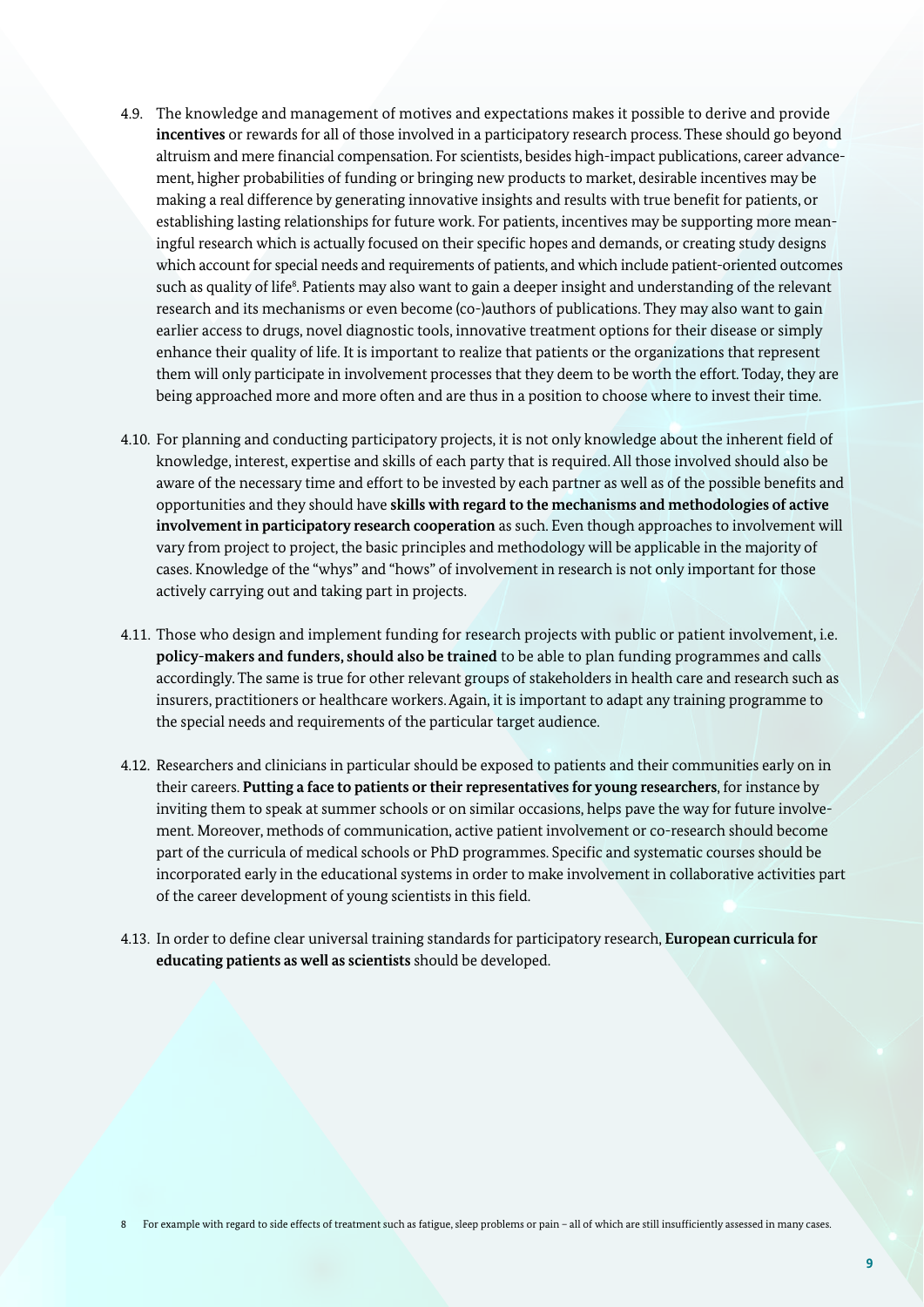4.9. The knowledge and management of motives and expectations makes it possible to derive and provide **incentives** or rewards for all of those involved in a participatory research process. These should go beyond altruism and mere financial compensation. For scientists, besides high-impact publications, career advancement, higher probabilities of funding or bringing new products to market, desirable incentives may be making a real difference by generating innovative insights and results with true benefit for patients, or establishing lasting relationships for future work. For patients, incentives may be supporting more meaningful research which is actually focused on their specific hopes and demands, or creating study designs which account for special needs and requirements of patients, and which include patient-oriented outcomes such as quality of life[8]. Patients may also want to gain a deeper insight and understanding of the relevant research and its mechanisms or even become (co-)authors of publications. They may also want to gain earlier access to drugs, novel diagnostic tools, innovative treatment options for their disease or simply enhance their quality of life. It is important to realize that patients or the organizations that represent them will only participate in involvement processes that they deem to be worth the effort. Today, they are being approached more and more often and are thus in a position to choose where to invest their time.

4.10. For planning and conducting participatory projects, it is not only knowledge about the inherent field of knowledge, interest, expertise and skills of each party that is required. All those involved should also be aware of the necessary time and effort to be invested by each partner as well as of the possible benefits and opportunities and they should have **skills with regard to the mechanisms and methodologies of active involvement in participatory research cooperation** as such. Even though approaches to involvement will vary from project to project, the basic principles and methodology will be applicable in the majority of cases. Knowledge of the "whys" and "hows" of involvement in research is not only important for those actively carrying out and taking part in projects.

4.11. Those who design and implement funding for research projects with public or patient involvement, i.e. **policy-makers and funders, should also be trained** to be able to plan funding programmes and calls accordingly. The same is true for other relevant groups of stakeholders in health care and research such as insurers, practitioners or healthcare workers. Again, it is important to adapt any training programme to the special needs and requirements of the particular target audience.

4.12. Researchers and clinicians in particular should be exposed to patients and their communities early on in their careers. **Putting a face to patients or their representatives for young researchers**, for instance by inviting them to speak at summer schools or on similar occasions, helps pave the way for future involvement. Moreover, methods of communication, active patient involvement or co-research should become part of the curricula of medical schools or PhD programmes. Specific and systematic courses should be incorporated early in the educational systems in order to make involvement in collaborative activities part of the career development of young scientists in this field.

4.13. In order to define clear universal training standards for participatory research, **European curricula for educating patients as well as scientists** should be developed.

8 For example with regard to side effects of treatment such as fatigue, sleep problems or pain – all of which are still insufficiently assessed in many cases.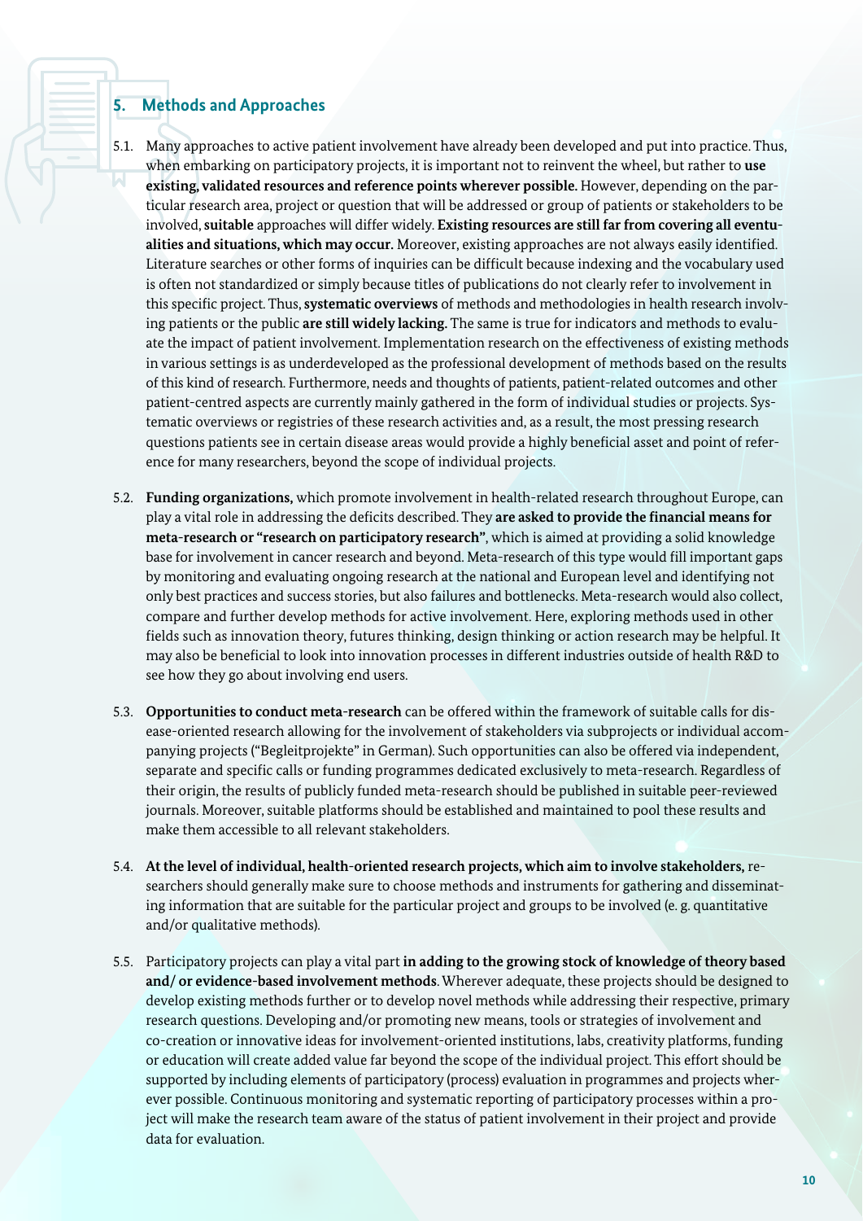## 5. Methods and Approaches

5.1. Many approaches to active patient involvement have already been developed and put into practice. Thus, when embarking on participatory projects, it is important not to reinvent the wheel, but rather to **use existing, validated resources and reference points wherever possible.** However, depending on the particular research area, project or question that will be addressed or group of patients or stakeholders to be involved, **suitable** approaches will differ widely. **Existing resources are still far from covering all eventualities and situations, which may occur.** Moreover, existing approaches are not always easily identified. Literature searches or other forms of inquiries can be difficult because indexing and the vocabulary used is often not standardized or simply because titles of publications do not clearly refer to involvement in this specific project. Thus, **systematic overviews** of methods and methodologies in health research involving patients or the public **are still widely lacking.** The same is true for indicators and methods to evaluate the impact of patient involvement. Implementation research on the effectiveness of existing methods in various settings is as underdeveloped as the professional development of methods based on the results of this kind of research. Furthermore, needs and thoughts of patients, patient-related outcomes and other patient-centred aspects are currently mainly gathered in the form of individual studies or projects. Systematic overviews or registries of these research activities and, as a result, the most pressing research questions patients see in certain disease areas would provide a highly beneficial asset and point of reference for many researchers, beyond the scope of individual projects.

5.2. **Funding organizations,** which promote involvement in health-related research throughout Europe, can play a vital role in addressing the deficits described. They **are asked to provide the financial means for meta-research or "research on participatory research"**, which is aimed at providing a solid knowledge base for involvement in cancer research and beyond. Meta-research of this type would fill important gaps by monitoring and evaluating ongoing research at the national and European level and identifying not only best practices and success stories, but also failures and bottlenecks. Meta-research would also collect, compare and further develop methods for active involvement. Here, exploring methods used in other fields such as innovation theory, futures thinking, design thinking or action research may be helpful. It may also be beneficial to look into innovation processes in different industries outside of health R&D to see how they go about involving end users.

5.3. **Opportunities to conduct meta-research** can be offered within the framework of suitable calls for disease-oriented research allowing for the involvement of stakeholders via subprojects or individual accompanying projects ("Begleitprojekte" in German). Such opportunities can also be offered via independent, separate and specific calls or funding programmes dedicated exclusively to meta-research. Regardless of their origin, the results of publicly funded meta-research should be published in suitable peer-reviewed journals. Moreover, suitable platforms should be established and maintained to pool these results and make them accessible to all relevant stakeholders.

5.4. **At the level of individual, health-oriented research projects, which aim to involve stakeholders,** researchers should generally make sure to choose methods and instruments for gathering and disseminating information that are suitable for the particular project and groups to be involved (e. g. quantitative and/or qualitative methods).

5.5. Participatory projects can play a vital part **in adding to the growing stock of knowledge of theory based and/ or evidence-based involvement methods**. Wherever adequate, these projects should be designed to develop existing methods further or to develop novel methods while addressing their respective, primary research questions. Developing and/or promoting new means, tools or strategies of involvement and co-creation or innovative ideas for involvement-oriented institutions, labs, creativity platforms, funding or education will create added value far beyond the scope of the individual project. This effort should be supported by including elements of participatory (process) evaluation in programmes and projects wherever possible. Continuous monitoring and systematic reporting of participatory processes within a project will make the research team aware of the status of patient involvement in their project and provide data for evaluation.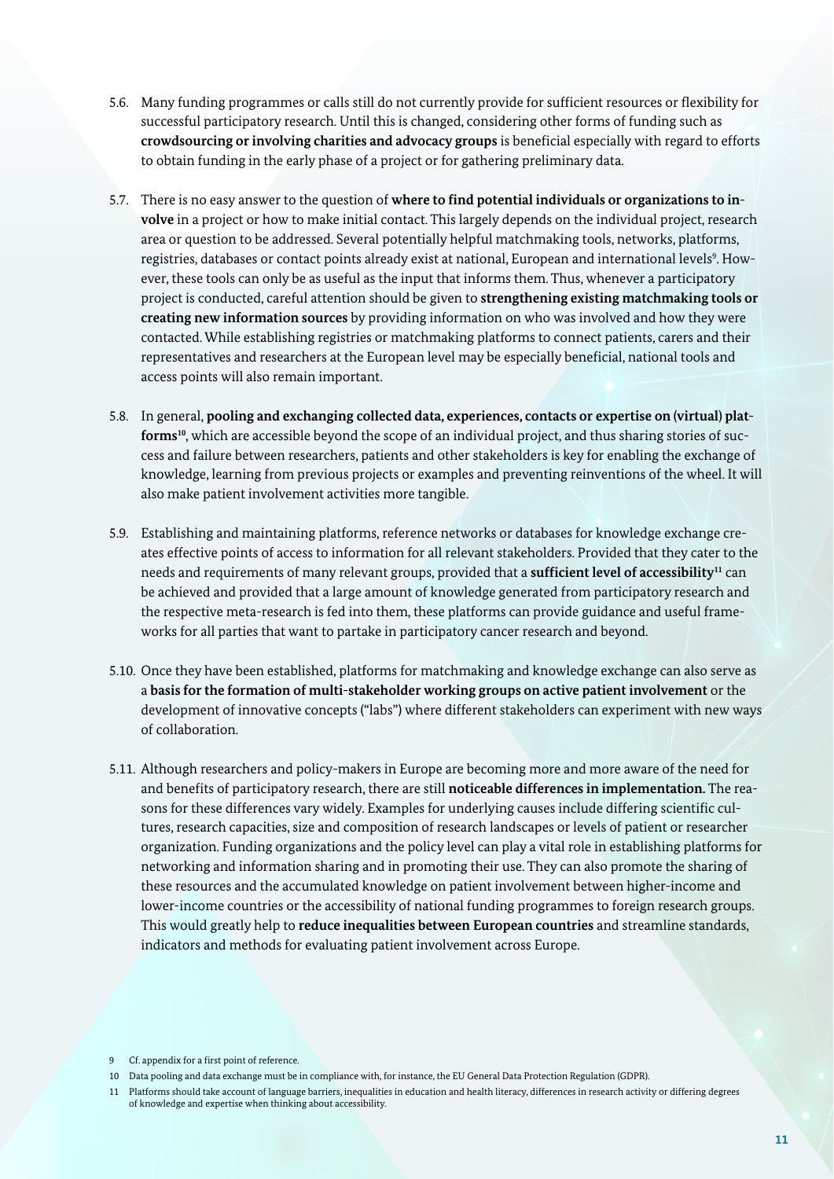5.6. Many funding programmes or calls still do not currently provide for sufficient resources or flexibility for successful participatory research. Until this is changed, considering other forms of funding such as **crowdsourcing or involving charities and advocacy groups** is beneficial especially with regard to efforts to obtain funding in the early phase of a project or for gathering preliminary data.

5.7. There is no easy answer to the question of **where to find potential individuals or organizations to involve** in a project or how to make initial contact. This largely depends on the individual project, research area or question to be addressed. Several potentially helpful matchmaking tools, networks, platforms, registries, databases or contact points already exist at national, European and international levels[9]. However, these tools can only be as useful as the input that informs them. Thus, whenever a participatory project is conducted, careful attention should be given to **strengthening existing matchmaking tools or creating new information sources** by providing information on who was involved and how they were contacted. While establishing registries or matchmaking platforms to connect patients, carers and their representatives and researchers at the European level may be especially beneficial, national tools and access points will also remain important.

5.8. In general, **pooling and exchanging collected data, experiences, contacts or expertise on (virtual) platforms[10]**, which are accessible beyond the scope of an individual project, and thus sharing stories of success and failure between researchers, patients and other stakeholders is key for enabling the exchange of knowledge, learning from previous projects or examples and preventing reinventions of the wheel. It will also make patient involvement activities more tangible.

5.9. Establishing and maintaining platforms, reference networks or databases for knowledge exchange creates effective points of access to information for all relevant stakeholders. Provided that they cater to the needs and requirements of many relevant groups, provided that a **sufficient level of accessibility[11]** can be achieved and provided that a large amount of knowledge generated from participatory research and the respective meta-research is fed into them, these platforms can provide guidance and useful frameworks for all parties that want to partake in participatory cancer research and beyond.

5.10. Once they have been established, platforms for matchmaking and knowledge exchange can also serve as a **basis for the formation of multi-stakeholder working groups on active patient involvement** or the development of innovative concepts ("labs") where different stakeholders can experiment with new ways of collaboration.

5.11. Although researchers and policy-makers in Europe are becoming more and more aware of the need for and benefits of participatory research, there are still **noticeable differences in implementation.** The reasons for these differences vary widely. Examples for underlying causes include differing scientific cultures, research capacities, size and composition of research landscapes or levels of patient or researcher organization. Funding organizations and the policy level can play a vital role in establishing platforms for networking and information sharing and in promoting their use. They can also promote the sharing of these resources and the accumulated knowledge on patient involvement between higher-income and lower-income countries or the accessibility of national funding programmes to foreign research groups. This would greatly help to **reduce inequalities between European countries** and streamline standards, indicators and methods for evaluating patient involvement across Europe.

---

9 Cf. appendix for a first point of reference.

10 Data pooling and data exchange must be in compliance with, for instance, the EU General Data Protection Regulation (GDPR).

11 Platforms should take account of language barriers, inequalities in education and health literacy, differences in research activity or differing degrees of knowledge and expertise when thinking about accessibility.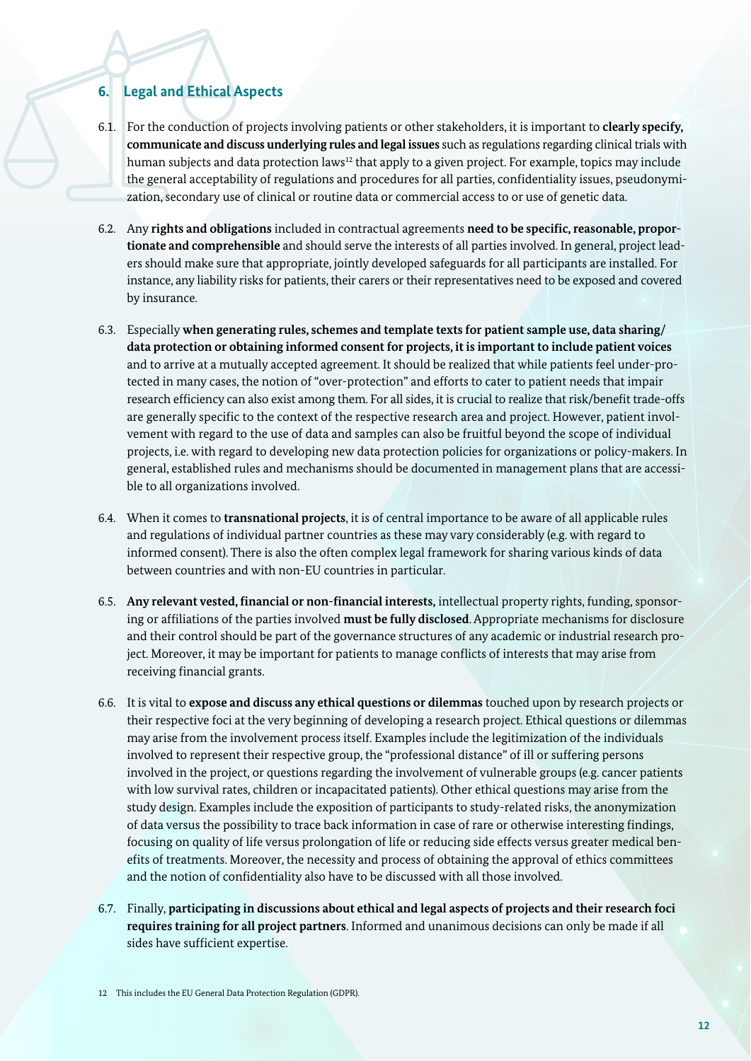## 6. Legal and Ethical Aspects

6.1. For the conduction of projects involving patients or other stakeholders, it is important to **clearly specify, communicate and discuss underlying rules and legal issues** such as regulations regarding clinical trials with human subjects and data protection laws[12] that apply to a given project. For example, topics may include the general acceptability of regulations and procedures for all parties, confidentiality issues, pseudonymization, secondary use of clinical or routine data or commercial access to or use of genetic data.

6.2. Any **rights and obligations** included in contractual agreements **need to be specific, reasonable, proportionate and comprehensible** and should serve the interests of all parties involved. In general, project leaders should make sure that appropriate, jointly developed safeguards for all participants are installed. For instance, any liability risks for patients, their carers or their representatives need to be exposed and covered by insurance.

6.3. Especially **when generating rules, schemes and template texts for patient sample use, data sharing/data protection or obtaining informed consent for projects, it is important to include patient voices** and to arrive at a mutually accepted agreement. It should be realized that while patients feel under-protected in many cases, the notion of "over-protection" and efforts to cater to patient needs that impair research efficiency can also exist among them. For all sides, it is crucial to realize that risk/benefit trade-offs are generally specific to the context of the respective research area and project. However, patient involvement with regard to the use of data and samples can also be fruitful beyond the scope of individual projects, i.e. with regard to developing new data protection policies for organizations or policy-makers. In general, established rules and mechanisms should be documented in management plans that are accessible to all organizations involved.

6.4. When it comes to **transnational projects**, it is of central importance to be aware of all applicable rules and regulations of individual partner countries as these may vary considerably (e.g. with regard to informed consent). There is also the often complex legal framework for sharing various kinds of data between countries and with non-EU countries in particular.

6.5. **Any relevant vested, financial or non-financial interests,** intellectual property rights, funding, sponsoring or affiliations of the parties involved **must be fully disclosed**. Appropriate mechanisms for disclosure and their control should be part of the governance structures of any academic or industrial research project. Moreover, it may be important for patients to manage conflicts of interests that may arise from receiving financial grants.

6.6. It is vital to **expose and discuss any ethical questions or dilemmas** touched upon by research projects or their respective foci at the very beginning of developing a research project. Ethical questions or dilemmas may arise from the involvement process itself. Examples include the legitimization of the individuals involved to represent their respective group, the "professional distance" of ill or suffering persons involved in the project, or questions regarding the involvement of vulnerable groups (e.g. cancer patients with low survival rates, children or incapacitated patients). Other ethical questions may arise from the study design. Examples include the exposition of participants to study-related risks, the anonymization of data versus the possibility to trace back information in case of rare or otherwise interesting findings, focusing on quality of life versus prolongation of life or reducing side effects versus greater medical benefits of treatments. Moreover, the necessity and process of obtaining the approval of ethics committees and the notion of confidentiality also have to be discussed with all those involved.

6.7. Finally, **participating in discussions about ethical and legal aspects of projects and their research foci requires training for all project partners**. Informed and unanimous decisions can only be made if all sides have sufficient expertise.

12 This includes the EU General Data Protection Regulation (GDPR).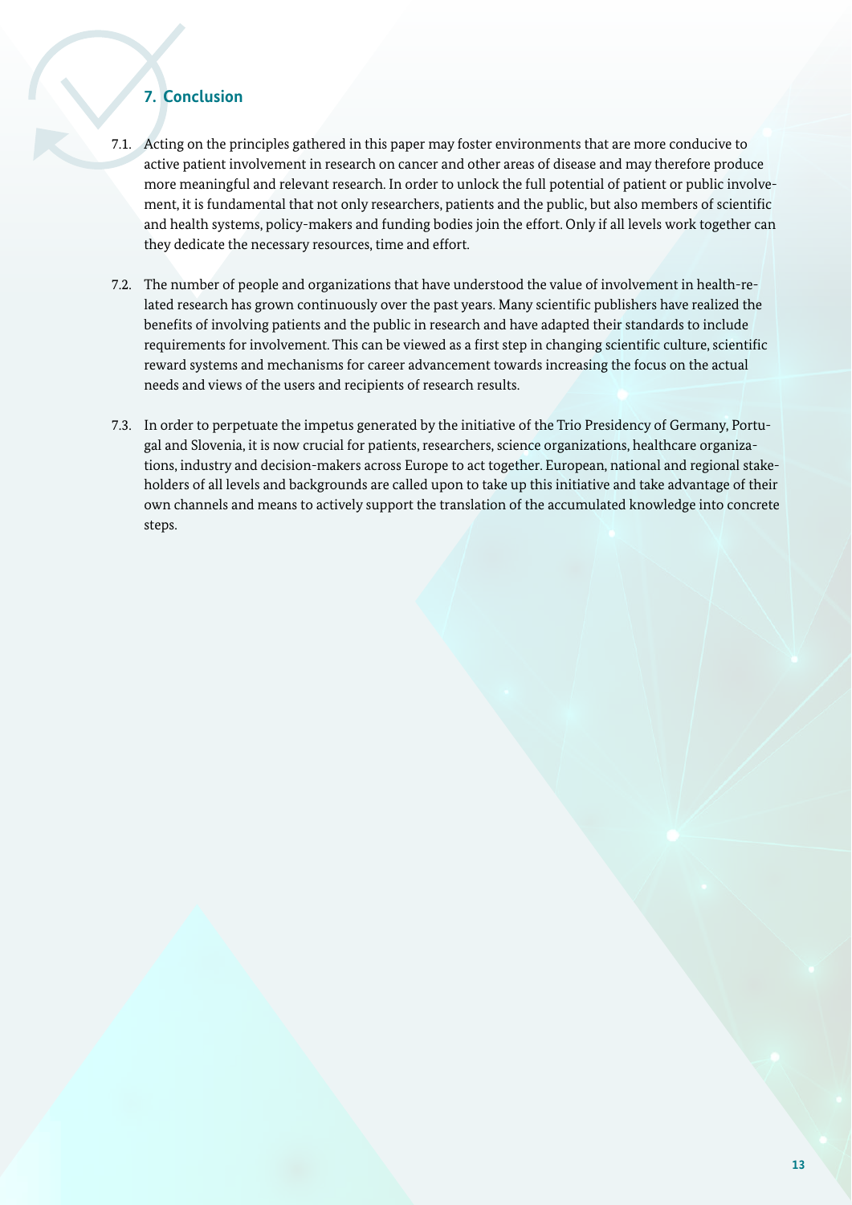## 7. Conclusion

7.1. Acting on the principles gathered in this paper may foster environments that are more conducive to active patient involvement in research on cancer and other areas of disease and may therefore produce more meaningful and relevant research. In order to unlock the full potential of patient or public involvement, it is fundamental that not only researchers, patients and the public, but also members of scientific and health systems, policy-makers and funding bodies join the effort. Only if all levels work together can they dedicate the necessary resources, time and effort.

7.2. The number of people and organizations that have understood the value of involvement in health-related research has grown continuously over the past years. Many scientific publishers have realized the benefits of involving patients and the public in research and have adapted their standards to include requirements for involvement. This can be viewed as a first step in changing scientific culture, scientific reward systems and mechanisms for career advancement towards increasing the focus on the actual needs and views of the users and recipients of research results.

7.3. In order to perpetuate the impetus generated by the initiative of the Trio Presidency of Germany, Portugal and Slovenia, it is now crucial for patients, researchers, science organizations, healthcare organizations, industry and decision-makers across Europe to act together. European, national and regional stakeholders of all levels and backgrounds are called upon to take up this initiative and take advantage of their own channels and means to actively support the translation of the accumulated knowledge into concrete steps.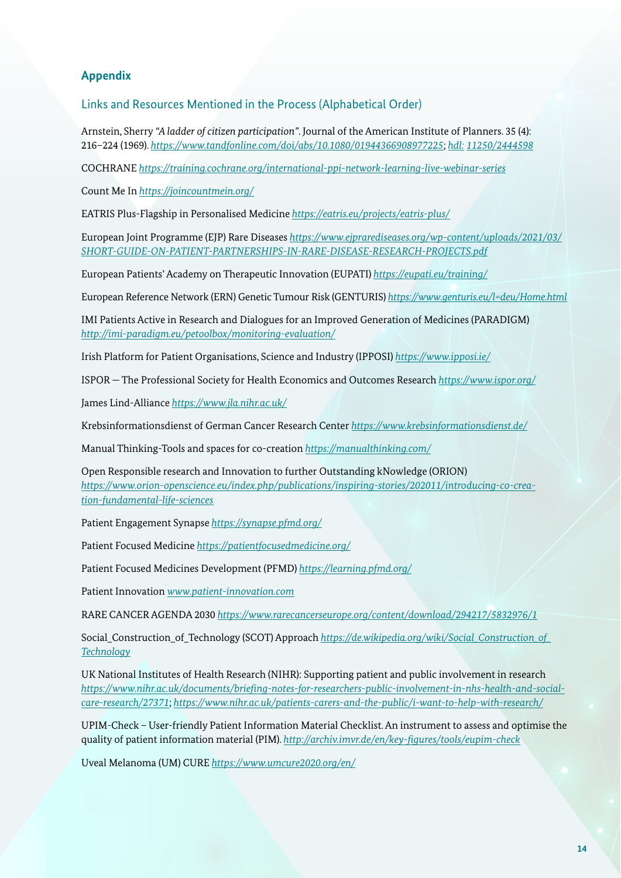## Appendix

### Links and Resources Mentioned in the Process (Alphabetical Order)

Arnstein, Sherry *"A ladder of citizen participation"*. Journal of the American Institute of Planners. 35 (4): 216–224 (1969). *https://www.tandfonline.com/doi/abs/10.1080/01944366908977225*; *hdl: 11250/2444598*

COCHRANE *https://training.cochrane.org/international-ppi-network-learning-live-webinar-series*

Count Me In *https://joincountmein.org/*

EATRIS Plus-Flagship in Personalised Medicine *https://eatris.eu/projects/eatris-plus/*

European Joint Programme (EJP) Rare Diseases *https://www.ejprarediseases.org/wp-content/uploads/2021/03/SHORT-GUIDE-ON-PATIENT-PARTNERSHIPS-IN-RARE-DISEASE-RESEARCH-PROJECTS.pdf*

European Patients' Academy on Therapeutic Innovation (EUPATI) *https://eupati.eu/training/*

European Reference Network (ERN) Genetic Tumour Risk (GENTURIS) *https://www.genturis.eu/l=deu/Home.html*

IMI Patients Active in Research and Dialogues for an Improved Generation of Medicines (PARADIGM) *http://imi-paradigm.eu/petoolbox/monitoring-evaluation/*

Irish Platform for Patient Organisations, Science and Industry (IPPOSI) *https://www.ipposi.ie/*

ISPOR — The Professional Society for Health Economics and Outcomes Research *https://www.ispor.org/*

James Lind-Alliance *https://www.jla.nihr.ac.uk/*

Krebsinformationsdienst of German Cancer Research Center *https://www.krebsinformationsdienst.de/*

Manual Thinking-Tools and spaces for co-creation *https://manualthinking.com/*

Open Responsible research and Innovation to further Outstanding kNowledge (ORION) *https://www.orion-openscience.eu/index.php/publications/inspiring-stories/202011/introducing-co-creation-fundamental-life-sciences*

Patient Engagement Synapse *https://synapse.pfmd.org/*

Patient Focused Medicine *https://patientfocusedmedicine.org/*

Patient Focused Medicines Development (PFMD) *https://learning.pfmd.org/*

Patient Innovation *www.patient-innovation.com*

RARE CANCER AGENDA 2030 *https://www.rarecancerseurope.org/content/download/294217/5832976/1*

Social_Construction_of_Technology (SCOT) Approach *https://de.wikipedia.org/wiki/Social_Construction_of_Technology*

UK National Institutes of Health Research (NIHR): Supporting patient and public involvement in research *https://www.nihr.ac.uk/documents/briefing-notes-for-researchers-public-involvement-in-nhs-health-and-social-care-research/27371*; *https://www.nihr.ac.uk/patients-carers-and-the-public/i-want-to-help-with-research/*

UPIM-Check – User-friendly Patient Information Material Checklist. An instrument to assess and optimise the quality of patient information material (PIM). *http://archiv.imvr.de/en/key-figures/tools/eupim-check*

Uveal Melanoma (UM) CURE *https://www.umcure2020.org/en/*